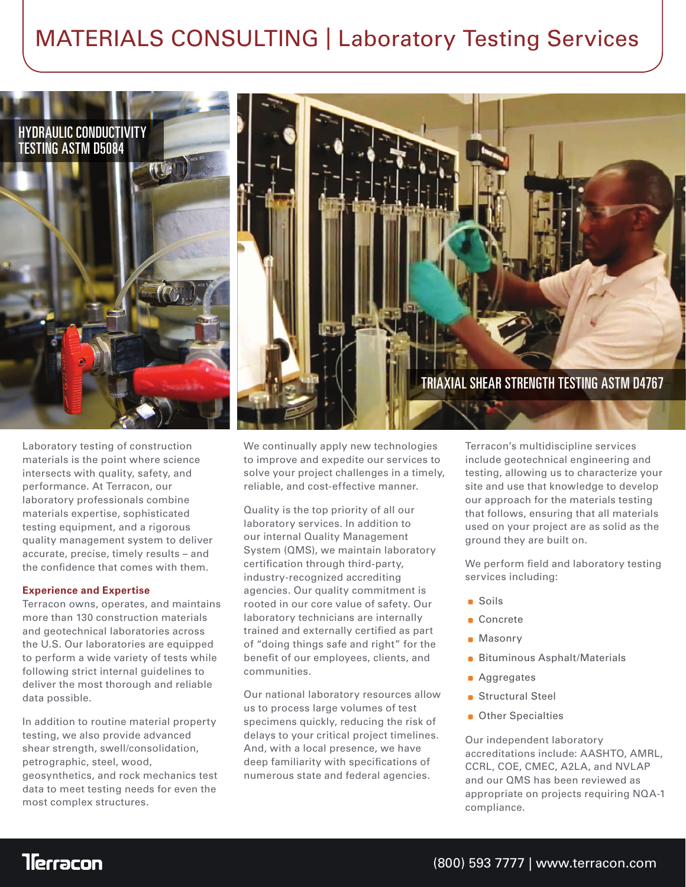# MATERIALS CONSULTING | Laboratory Testing Services

HYDRAULIC CONDUCTIVITY TESTING ASTM D5084

TRIAXIAL SHEAR STRENGTH TESTING ASTM D4767

Laboratory testing of construction materials is the point where science intersects with quality, safety, and performance. At Terracon, our laboratory professionals combine materials expertise, sophisticated testing equipment, and a rigorous quality management system to deliver accurate, precise, timely results – and the confidence that comes with them.

**Experience and Expertise**

Terracon owns, operates, and maintains more than 130 construction materials and geotechnical laboratories across the U.S. Our laboratories are equipped to perform a wide variety of tests while following strict internal guidelines to deliver the most thorough and reliable data possible.

In addition to routine material property testing, we also provide advanced shear strength, swell/consolidation, petrographic, steel, wood, geosynthetics, and rock mechanics test data to meet testing needs for even the most complex structures.

We continually apply new technologies to improve and expedite our services to solve your project challenges in a timely, reliable, and cost-effective manner.

Quality is the top priority of all our laboratory services. In addition to our internal Quality Management System (QMS), we maintain laboratory certification through third-party, industry-recognized accrediting agencies. Our quality commitment is rooted in our core value of safety. Our laboratory technicians are internally trained and externally certified as part of "doing things safe and right" for the benefit of our employees, clients, and communities.

Our national laboratory resources allow us to process large volumes of test specimens quickly, reducing the risk of delays to your critical project timelines. And, with a local presence, we have deep familiarity with specifications of numerous state and federal agencies.

Terracon's multidiscipline services include geotechnical engineering and testing, allowing us to characterize your site and use that knowledge to develop our approach for the materials testing that follows, ensuring that all materials used on your project are as solid as the ground they are built on.

We perform field and laboratory testing services including:

- Soils
- Concrete
- Masonry
- Bituminous Asphalt/Materials
- Aggregates
- Structural Steel
- Other Specialties

Our independent laboratory accreditations include: AASHTO, AMRL, CCRL, COE, CMEC, A2LA, and NVLAP and our QMS has been reviewed as appropriate on projects requiring NQA-1 compliance.

Terracon

(800) 593 7777 | www.terracon.com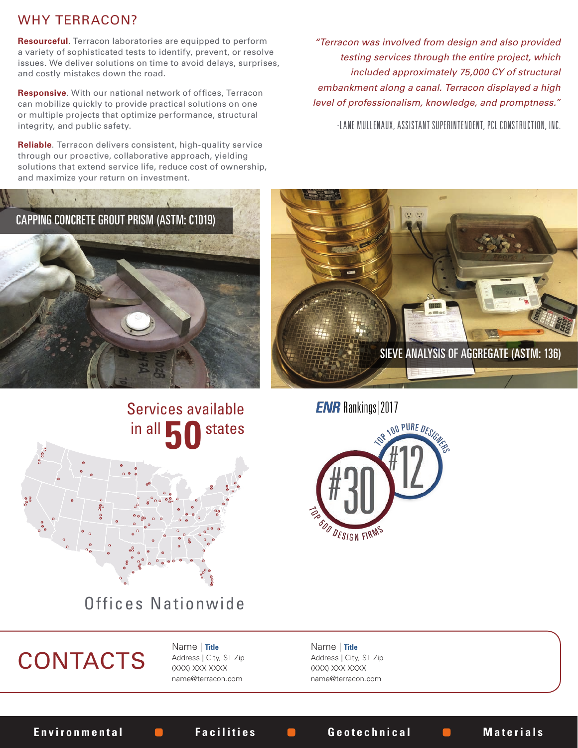## WHY TERRACON?

**Resourceful**. Terracon laboratories are equipped to perform a variety of sophisticated tests to identify, prevent, or resolve issues. We deliver solutions on time to avoid delays, surprises, and costly mistakes down the road.

**Responsive**. With our national network of offices, Terracon can mobilize quickly to provide practical solutions on one or multiple projects that optimize performance, structural integrity, and public safety.

**Reliable**. Terracon delivers consistent, high-quality service through our proactive, collaborative approach, yielding solutions that extend service life, reduce cost of ownership, and maximize your return on investment.

*"Terracon was involved from design and also provided testing services through the entire project, which included approximately 75,000 CY of structural embankment along a canal. Terracon displayed a high level of professionalism, knowledge, and promptness."*

-LANE MULLENAUX, ASSISTANT SUPERINTENDENT, PCL CONSTRUCTION, INC.

CAPPING CONCRETE GROUT PRISM (ASTM: C1019)

SIEVE ANALYSIS OF AGGREGATE (ASTM: 136)

Services available in all 50 states

Offices Nationwide

ENR Rankings | 2017

TOP 100 PURE DESIGNERS #12

TOP 500 DESIGN FIRMS #30

## CONTACTS

Name | **Title**
Address | City, ST Zip
(XXX) XXX XXXX
name@terracon.com

Name | **Title**
Address | City, ST Zip
(XXX) XXX XXXX
name@terracon.com

**Environmental** ■ **Facilities** ■ **Geotechnical** ■ **Materials**